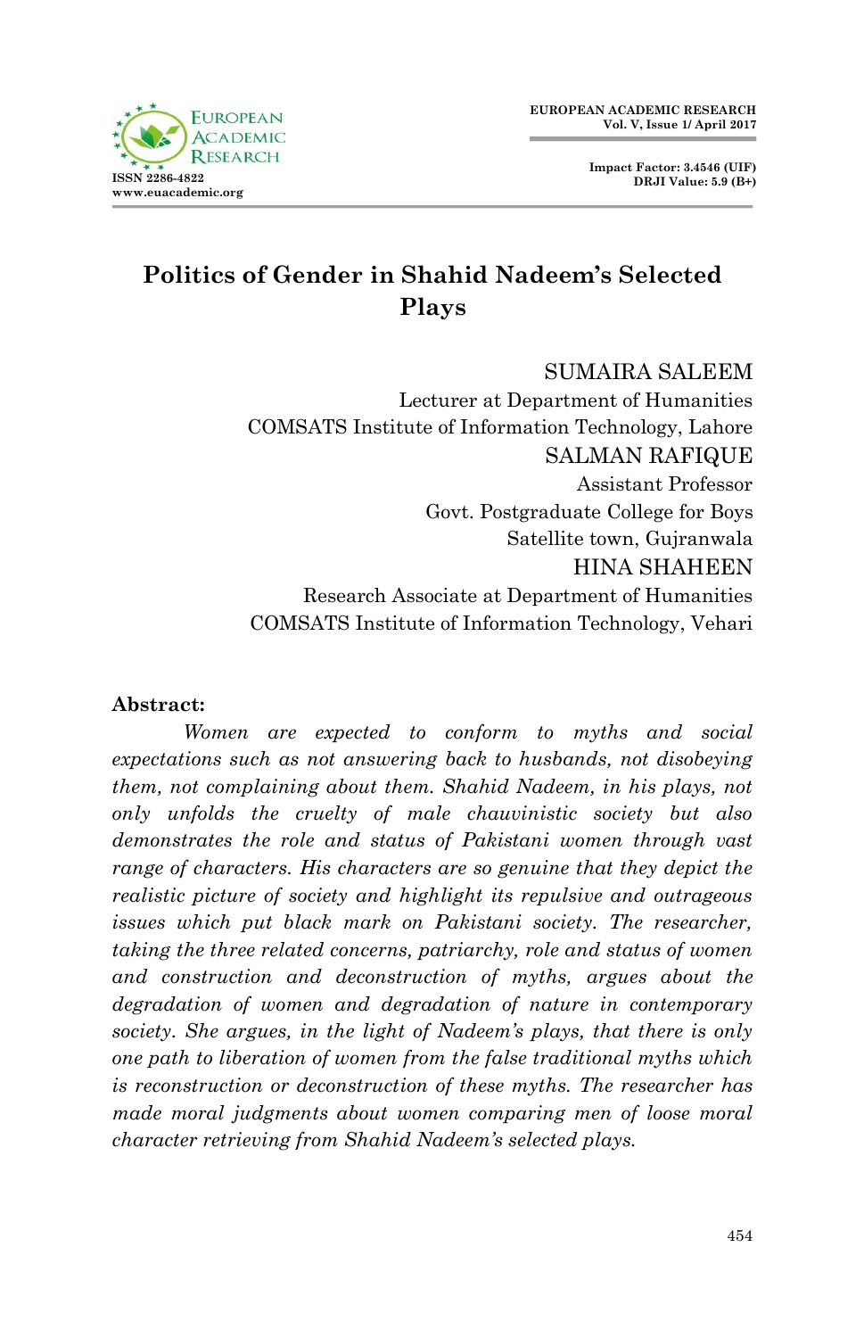# Politics of Gender in Shahid Nadeem's Selected Plays

SUMAIRA SALEEM
Lecturer at Department of Humanities
COMSATS Institute of Information Technology, Lahore

SALMAN RAFIQUE
Assistant Professor
Govt. Postgraduate College for Boys
Satellite town, Gujranwala

HINA SHAHEEN
Research Associate at Department of Humanities
COMSATS Institute of Information Technology, Vehari

**Abstract:**

*Women are expected to conform to myths and social expectations such as not answering back to husbands, not disobeying them, not complaining about them. Shahid Nadeem, in his plays, not only unfolds the cruelty of male chauvinistic society but also demonstrates the role and status of Pakistani women through vast range of characters. His characters are so genuine that they depict the realistic picture of society and highlight its repulsive and outrageous issues which put black mark on Pakistani society. The researcher, taking the three related concerns, patriarchy, role and status of women and construction and deconstruction of myths, argues about the degradation of women and degradation of nature in contemporary society. She argues, in the light of Nadeem's plays, that there is only one path to liberation of women from the false traditional myths which is reconstruction or deconstruction of these myths. The researcher has made moral judgments about women comparing men of loose moral character retrieving from Shahid Nadeem's selected plays.*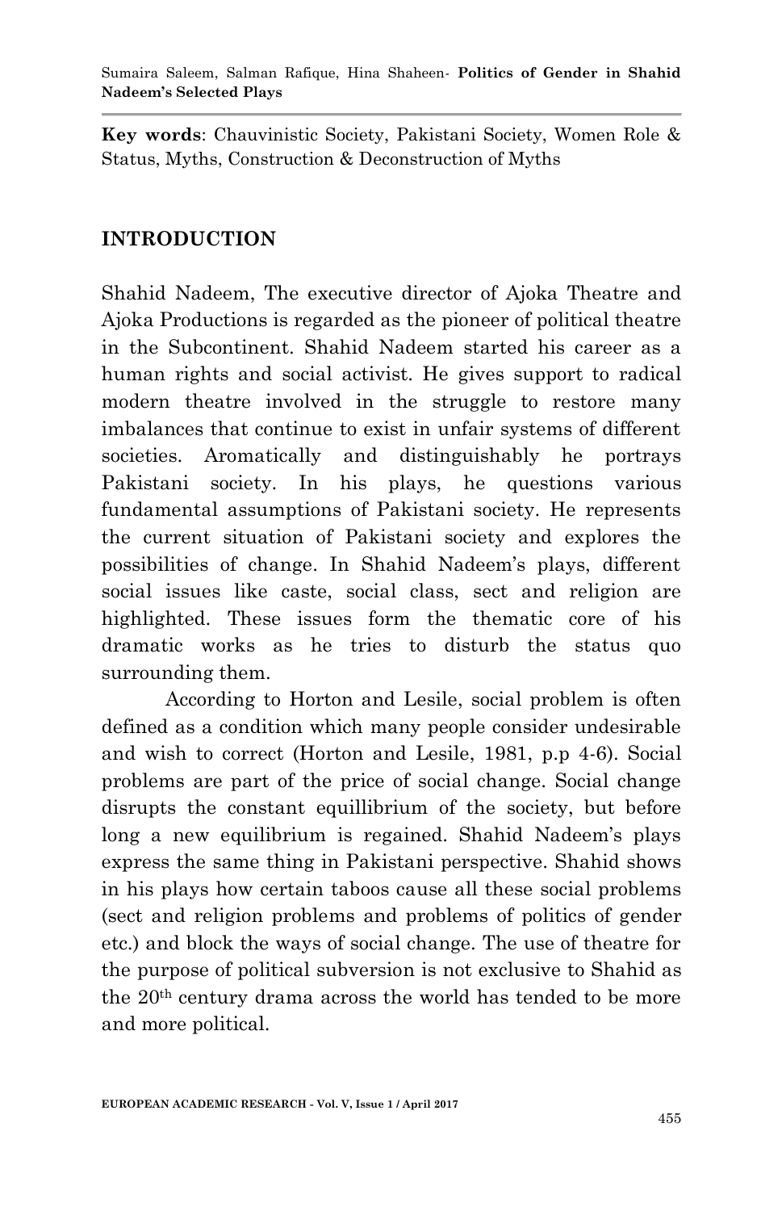**Key words**: Chauvinistic Society, Pakistani Society, Women Role & Status, Myths, Construction & Deconstruction of Myths

## INTRODUCTION

Shahid Nadeem, The executive director of Ajoka Theatre and Ajoka Productions is regarded as the pioneer of political theatre in the Subcontinent. Shahid Nadeem started his career as a human rights and social activist. He gives support to radical modern theatre involved in the struggle to restore many imbalances that continue to exist in unfair systems of different societies. Aromatically and distinguishably he portrays Pakistani society. In his plays, he questions various fundamental assumptions of Pakistani society. He represents the current situation of Pakistani society and explores the possibilities of change. In Shahid Nadeem's plays, different social issues like caste, social class, sect and religion are highlighted. These issues form the thematic core of his dramatic works as he tries to disturb the status quo surrounding them.

According to Horton and Lesile, social problem is often defined as a condition which many people consider undesirable and wish to correct (Horton and Lesile, 1981, p.p 4-6). Social problems are part of the price of social change. Social change disrupts the constant equillibrium of the society, but before long a new equilibrium is regained. Shahid Nadeem's plays express the same thing in Pakistani perspective. Shahid shows in his plays how certain taboos cause all these social problems (sect and religion problems and problems of politics of gender etc.) and block the ways of social change. The use of theatre for the purpose of political subversion is not exclusive to Shahid as the 20th century drama across the world has tended to be more and more political.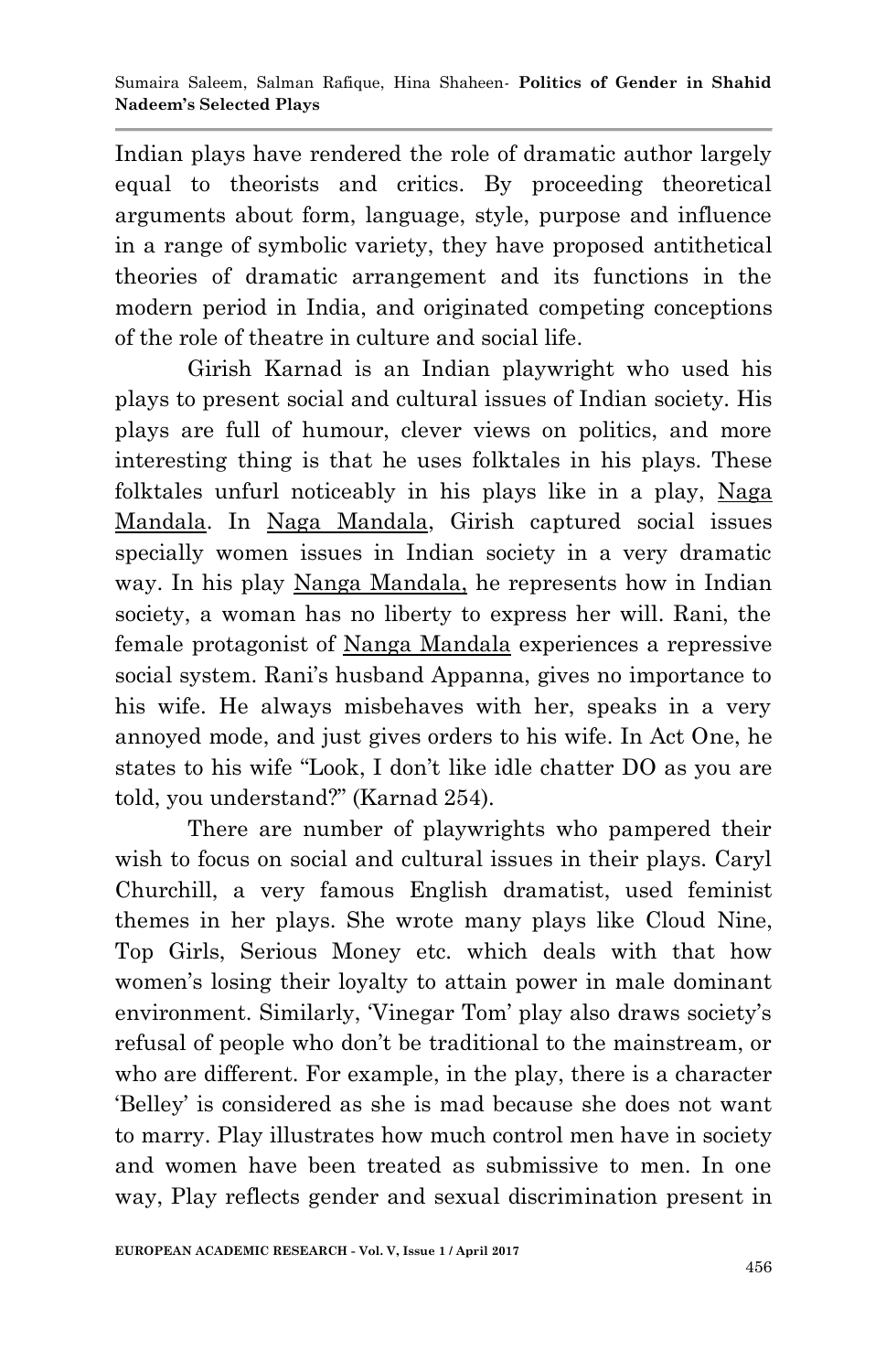Indian plays have rendered the role of dramatic author largely equal to theorists and critics. By proceeding theoretical arguments about form, language, style, purpose and influence in a range of symbolic variety, they have proposed antithetical theories of dramatic arrangement and its functions in the modern period in India, and originated competing conceptions of the role of theatre in culture and social life.

Girish Karnad is an Indian playwright who used his plays to present social and cultural issues of Indian society. His plays are full of humour, clever views on politics, and more interesting thing is that he uses folktales in his plays. These folktales unfurl noticeably in his plays like in a play, <u>Naga Mandala</u>. In <u>Naga Mandala</u>, Girish captured social issues specially women issues in Indian society in a very dramatic way. In his play <u>Nanga Mandala,</u> he represents how in Indian society, a woman has no liberty to express her will. Rani, the female protagonist of <u>Nanga Mandala</u> experiences a repressive social system. Rani's husband Appanna, gives no importance to his wife. He always misbehaves with her, speaks in a very annoyed mode, and just gives orders to his wife. In Act One, he states to his wife "Look, I don't like idle chatter DO as you are told, you understand?" (Karnad 254).

There are number of playwrights who pampered their wish to focus on social and cultural issues in their plays. Caryl Churchill, a very famous English dramatist, used feminist themes in her plays. She wrote many plays like Cloud Nine, Top Girls, Serious Money etc. which deals with that how women's losing their loyalty to attain power in male dominant environment. Similarly, 'Vinegar Tom' play also draws society's refusal of people who don't be traditional to the mainstream, or who are different. For example, in the play, there is a character 'Belley' is considered as she is mad because she does not want to marry. Play illustrates how much control men have in society and women have been treated as submissive to men. In one way, Play reflects gender and sexual discrimination present in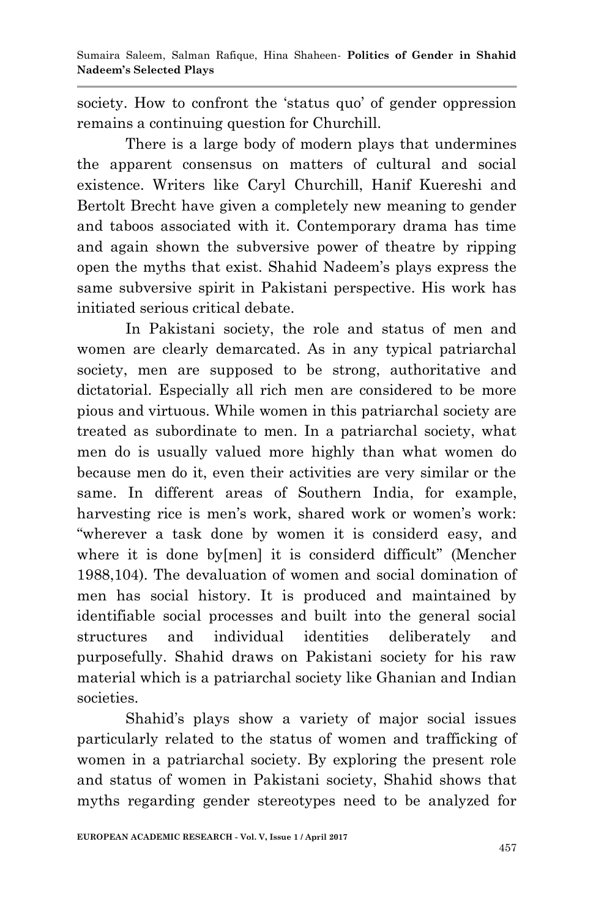society. How to confront the 'status quo' of gender oppression remains a continuing question for Churchill.

There is a large body of modern plays that undermines the apparent consensus on matters of cultural and social existence. Writers like Caryl Churchill, Hanif Kuereshi and Bertolt Brecht have given a completely new meaning to gender and taboos associated with it. Contemporary drama has time and again shown the subversive power of theatre by ripping open the myths that exist. Shahid Nadeem's plays express the same subversive spirit in Pakistani perspective. His work has initiated serious critical debate.

In Pakistani society, the role and status of men and women are clearly demarcated. As in any typical patriarchal society, men are supposed to be strong, authoritative and dictatorial. Especially all rich men are considered to be more pious and virtuous. While women in this patriarchal society are treated as subordinate to men. In a patriarchal society, what men do is usually valued more highly than what women do because men do it, even their activities are very similar or the same. In different areas of Southern India, for example, harvesting rice is men's work, shared work or women's work: "wherever a task done by women it is considerd easy, and where it is done by[men] it is considerd difficult" (Mencher 1988,104). The devaluation of women and social domination of men has social history. It is produced and maintained by identifiable social processes and built into the general social structures and individual identities deliberately and purposefully. Shahid draws on Pakistani society for his raw material which is a patriarchal society like Ghanian and Indian societies.

Shahid's plays show a variety of major social issues particularly related to the status of women and trafficking of women in a patriarchal society. By exploring the present role and status of women in Pakistani society, Shahid shows that myths regarding gender stereotypes need to be analyzed for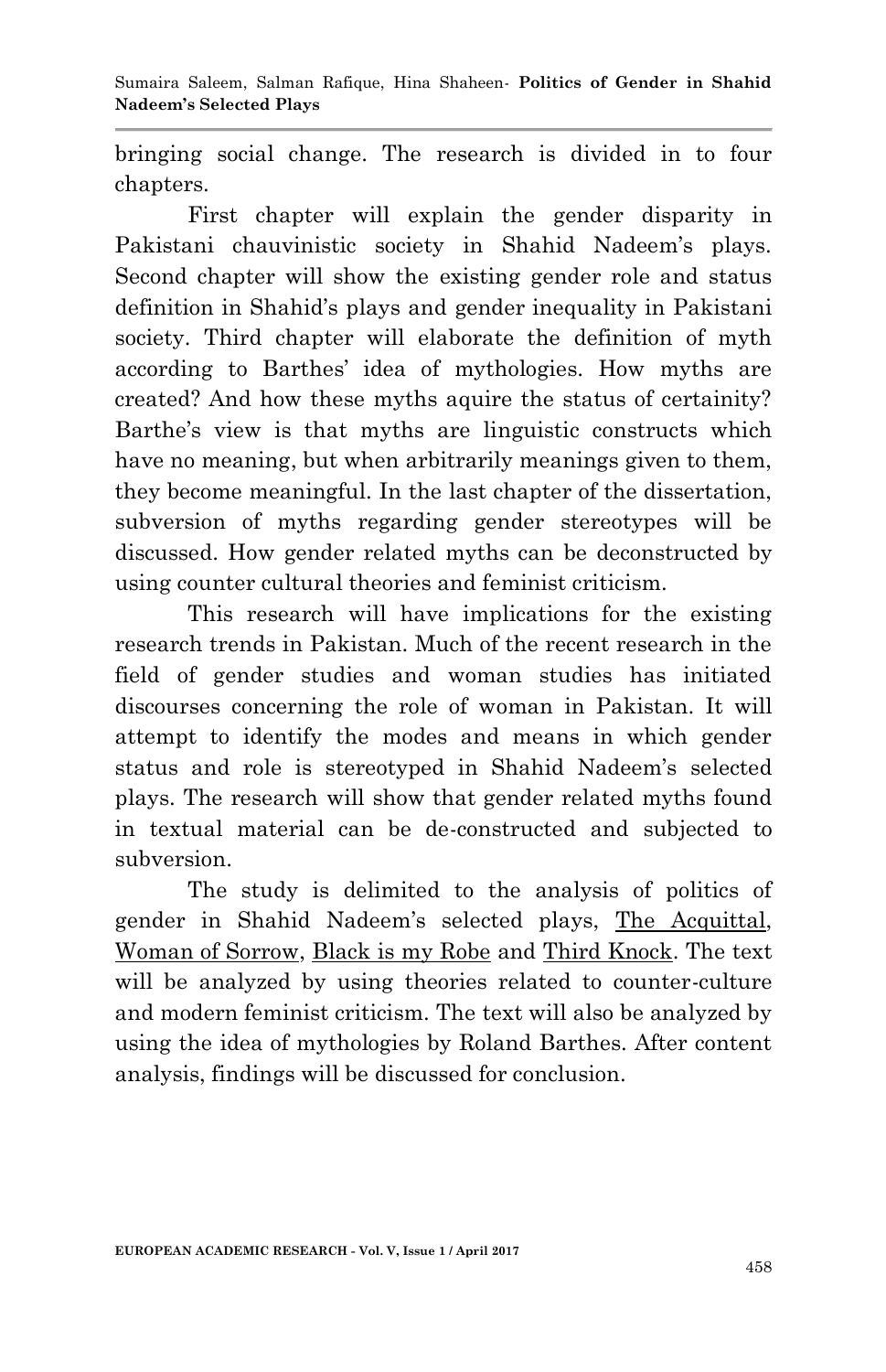bringing social change. The research is divided in to four chapters.

First chapter will explain the gender disparity in Pakistani chauvinistic society in Shahid Nadeem's plays. Second chapter will show the existing gender role and status definition in Shahid's plays and gender inequality in Pakistani society. Third chapter will elaborate the definition of myth according to Barthes' idea of mythologies. How myths are created? And how these myths aquire the status of certainity? Barthe's view is that myths are linguistic constructs which have no meaning, but when arbitrarily meanings given to them, they become meaningful. In the last chapter of the dissertation, subversion of myths regarding gender stereotypes will be discussed. How gender related myths can be deconstructed by using counter cultural theories and feminist criticism.

This research will have implications for the existing research trends in Pakistan. Much of the recent research in the field of gender studies and woman studies has initiated discourses concerning the role of woman in Pakistan. It will attempt to identify the modes and means in which gender status and role is stereotyped in Shahid Nadeem's selected plays. The research will show that gender related myths found in textual material can be de-constructed and subjected to subversion.

The study is delimited to the analysis of politics of gender in Shahid Nadeem's selected plays, <u>The Acquittal</u>, <u>Woman of Sorrow</u>, <u>Black is my Robe</u> and <u>Third Knock</u>. The text will be analyzed by using theories related to counter-culture and modern feminist criticism. The text will also be analyzed by using the idea of mythologies by Roland Barthes. After content analysis, findings will be discussed for conclusion.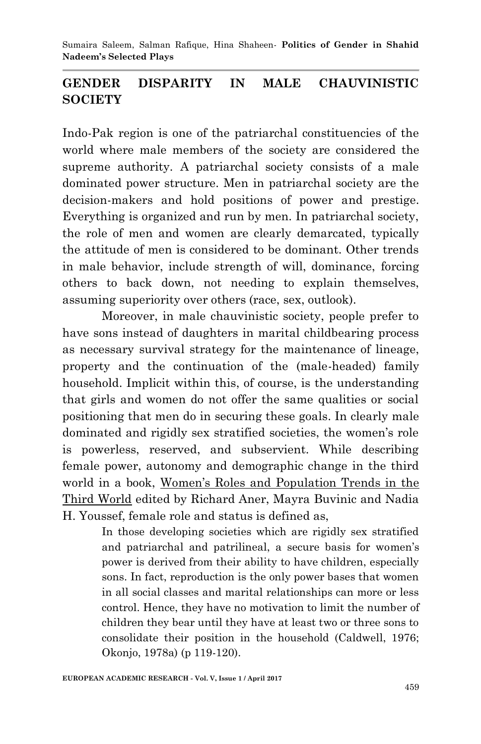## GENDER DISPARITY IN MALE CHAUVINISTIC SOCIETY

Indo-Pak region is one of the patriarchal constituencies of the world where male members of the society are considered the supreme authority. A patriarchal society consists of a male dominated power structure. Men in patriarchal society are the decision-makers and hold positions of power and prestige. Everything is organized and run by men. In patriarchal society, the role of men and women are clearly demarcated, typically the attitude of men is considered to be dominant. Other trends in male behavior, include strength of will, dominance, forcing others to back down, not needing to explain themselves, assuming superiority over others (race, sex, outlook).

Moreover, in male chauvinistic society, people prefer to have sons instead of daughters in marital childbearing process as necessary survival strategy for the maintenance of lineage, property and the continuation of the (male-headed) family household. Implicit within this, of course, is the understanding that girls and women do not offer the same qualities or social positioning that men do in securing these goals. In clearly male dominated and rigidly sex stratified societies, the women's role is powerless, reserved, and subservient. While describing female power, autonomy and demographic change in the third world in a book, Women's Roles and Population Trends in the Third World edited by Richard Aner, Mayra Buvinic and Nadia H. Youssef, female role and status is defined as,

> In those developing societies which are rigidly sex stratified and patriarchal and patrilineal, a secure basis for women's power is derived from their ability to have children, especially sons. In fact, reproduction is the only power bases that women in all social classes and marital relationships can more or less control. Hence, they have no motivation to limit the number of children they bear until they have at least two or three sons to consolidate their position in the household (Caldwell, 1976; Okonjo, 1978a) (p 119-120).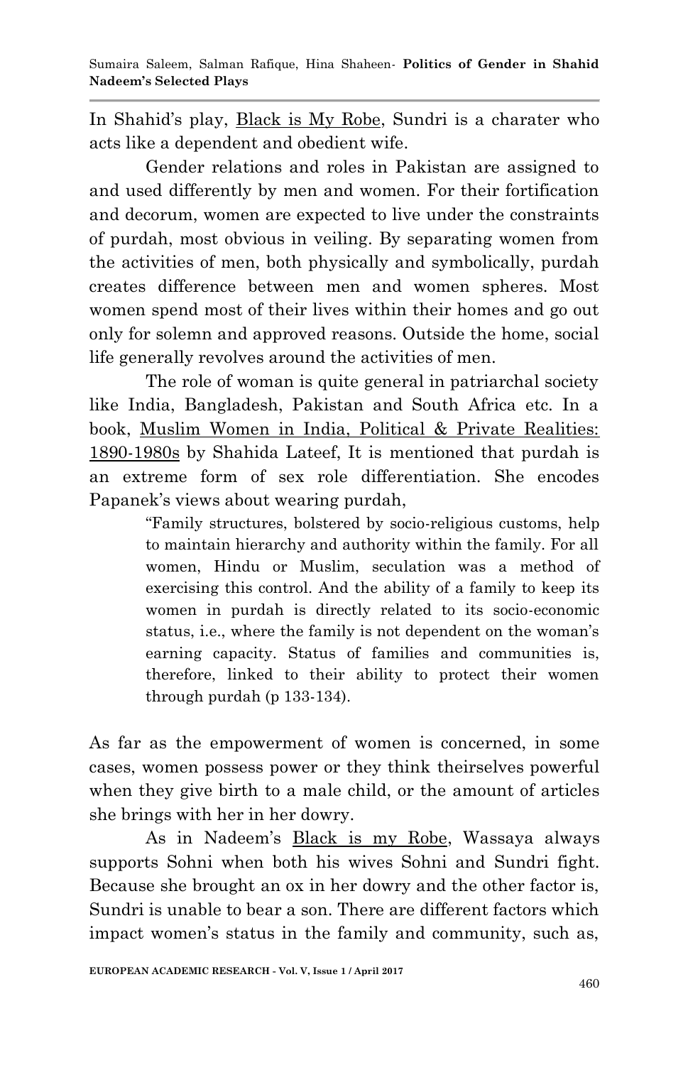In Shahid's play, Black is My Robe, Sundri is a charater who acts like a dependent and obedient wife.

Gender relations and roles in Pakistan are assigned to and used differently by men and women. For their fortification and decorum, women are expected to live under the constraints of purdah, most obvious in veiling. By separating women from the activities of men, both physically and symbolically, purdah creates difference between men and women spheres. Most women spend most of their lives within their homes and go out only for solemn and approved reasons. Outside the home, social life generally revolves around the activities of men.

The role of woman is quite general in patriarchal society like India, Bangladesh, Pakistan and South Africa etc. In a book, Muslim Women in India, Political & Private Realities: 1890-1980s by Shahida Lateef, It is mentioned that purdah is an extreme form of sex role differentiation. She encodes Papanek's views about wearing purdah,

> "Family structures, bolstered by socio-religious customs, help to maintain hierarchy and authority within the family. For all women, Hindu or Muslim, seculation was a method of exercising this control. And the ability of a family to keep its women in purdah is directly related to its socio-economic status, i.e., where the family is not dependent on the woman's earning capacity. Status of families and communities is, therefore, linked to their ability to protect their women through purdah (p 133-134).

As far as the empowerment of women is concerned, in some cases, women possess power or they think theirselves powerful when they give birth to a male child, or the amount of articles she brings with her in her dowry.

As in Nadeem's Black is my Robe, Wassaya always supports Sohni when both his wives Sohni and Sundri fight. Because she brought an ox in her dowry and the other factor is, Sundri is unable to bear a son. There are different factors which impact women's status in the family and community, such as,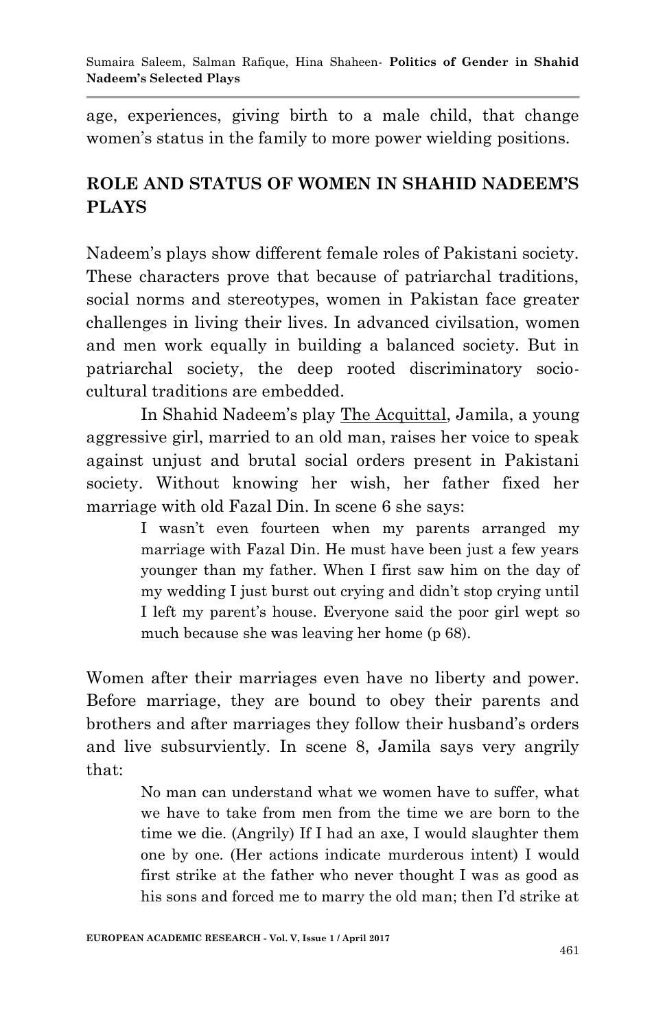age, experiences, giving birth to a male child, that change women's status in the family to more power wielding positions.

## ROLE AND STATUS OF WOMEN IN SHAHID NADEEM'S PLAYS

Nadeem's plays show different female roles of Pakistani society. These characters prove that because of patriarchal traditions, social norms and stereotypes, women in Pakistan face greater challenges in living their lives. In advanced civilsation, women and men work equally in building a balanced society. But in patriarchal society, the deep rooted discriminatory socio-cultural traditions are embedded.

In Shahid Nadeem's play The Acquittal, Jamila, a young aggressive girl, married to an old man, raises her voice to speak against unjust and brutal social orders present in Pakistani society. Without knowing her wish, her father fixed her marriage with old Fazal Din. In scene 6 she says:

> I wasn't even fourteen when my parents arranged my marriage with Fazal Din. He must have been just a few years younger than my father. When I first saw him on the day of my wedding I just burst out crying and didn't stop crying until I left my parent's house. Everyone said the poor girl wept so much because she was leaving her home (p 68).

Women after their marriages even have no liberty and power. Before marriage, they are bound to obey their parents and brothers and after marriages they follow their husband's orders and live subserviently. In scene 8, Jamila says very angrily that:

> No man can understand what we women have to suffer, what we have to take from men from the time we are born to the time we die. (Angrily) If I had an axe, I would slaughter them one by one. (Her actions indicate murderous intent) I would first strike at the father who never thought I was as good as his sons and forced me to marry the old man; then I'd strike at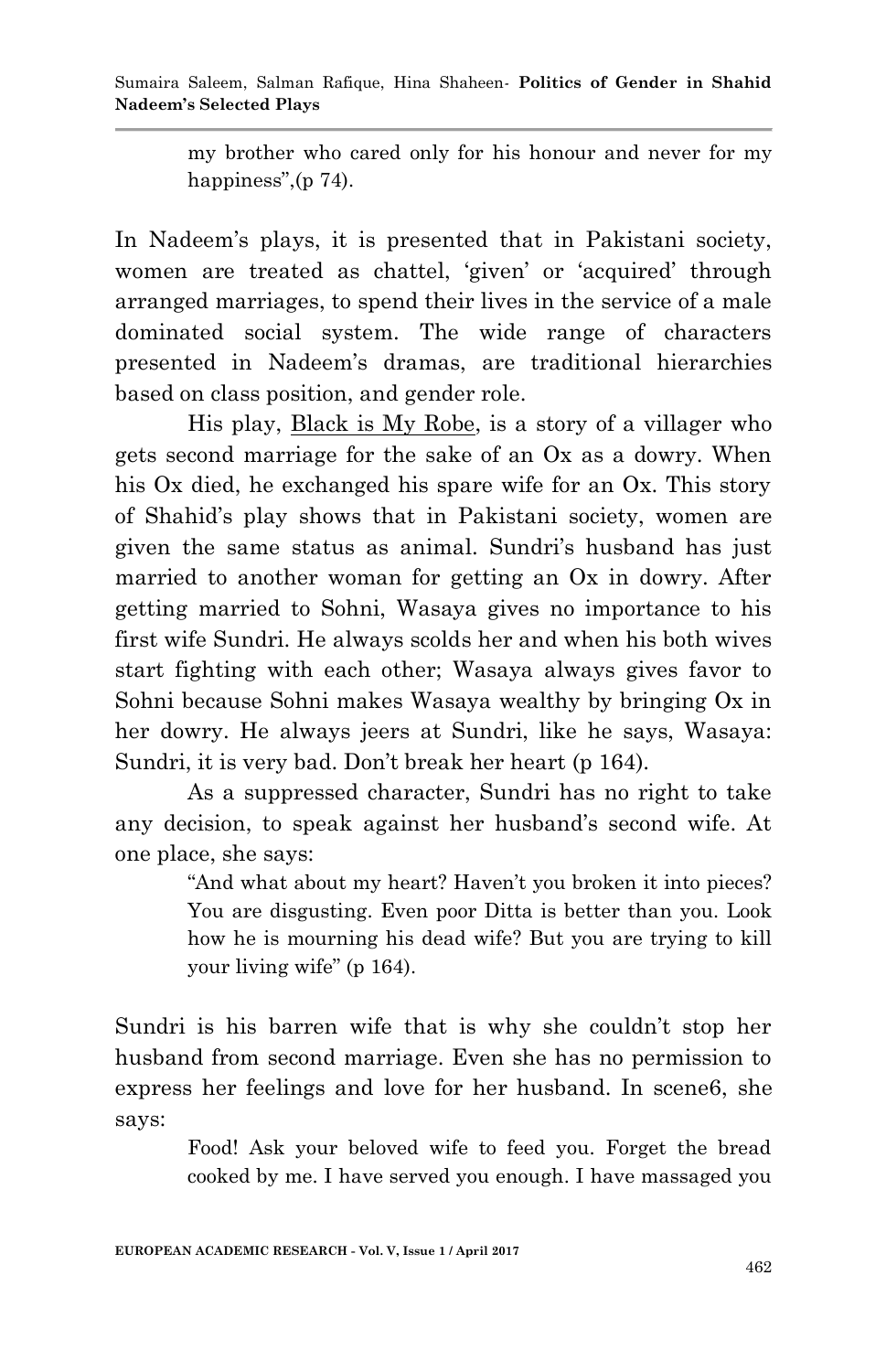> my brother who cared only for his honour and never for my happiness",(p 74).

In Nadeem's plays, it is presented that in Pakistani society, women are treated as chattel, 'given' or 'acquired' through arranged marriages, to spend their lives in the service of a male dominated social system. The wide range of characters presented in Nadeem's dramas, are traditional hierarchies based on class position, and gender role.

His play, <u>Black is My Robe</u>, is a story of a villager who gets second marriage for the sake of an Ox as a dowry. When his Ox died, he exchanged his spare wife for an Ox. This story of Shahid's play shows that in Pakistani society, women are given the same status as animal. Sundri's husband has just married to another woman for getting an Ox in dowry. After getting married to Sohni, Wasaya gives no importance to his first wife Sundri. He always scolds her and when his both wives start fighting with each other; Wasaya always gives favor to Sohni because Sohni makes Wasaya wealthy by bringing Ox in her dowry. He always jeers at Sundri, like he says, Wasaya: Sundri, it is very bad. Don't break her heart (p 164).

As a suppressed character, Sundri has no right to take any decision, to speak against her husband's second wife. At one place, she says:

> "And what about my heart? Haven't you broken it into pieces? You are disgusting. Even poor Ditta is better than you. Look how he is mourning his dead wife? But you are trying to kill your living wife" (p 164).

Sundri is his barren wife that is why she couldn't stop her husband from second marriage. Even she has no permission to express her feelings and love for her husband. In scene6, she says:

> Food! Ask your beloved wife to feed you. Forget the bread cooked by me. I have served you enough. I have massaged you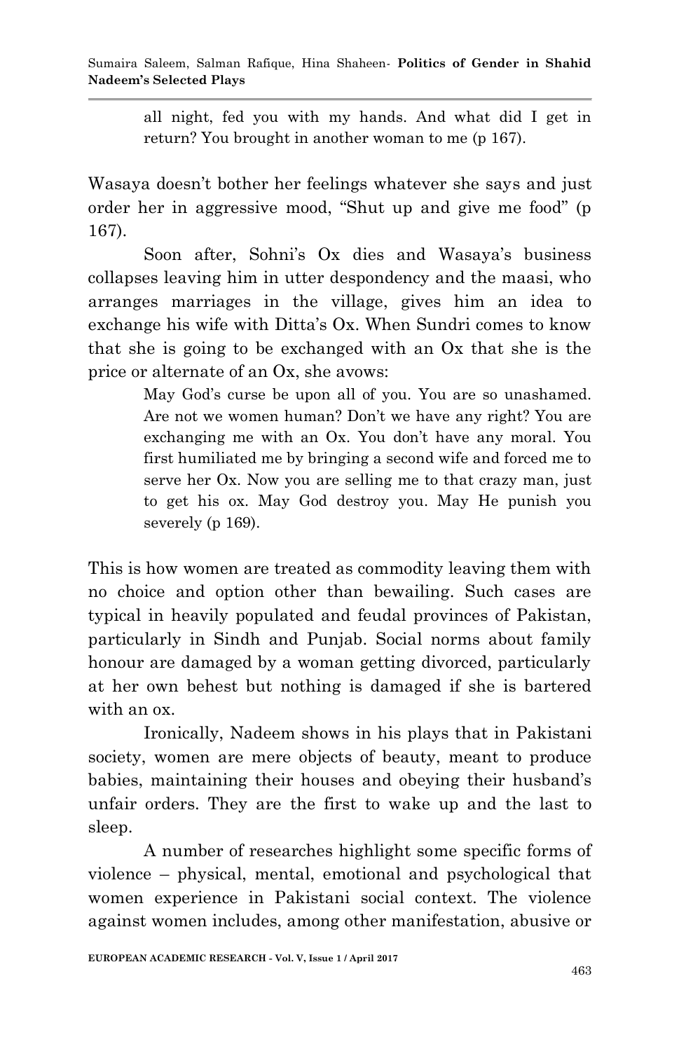> all night, fed you with my hands. And what did I get in return? You brought in another woman to me (p 167).

Wasaya doesn't bother her feelings whatever she says and just order her in aggressive mood, "Shut up and give me food" (p 167).

Soon after, Sohni's Ox dies and Wasaya's business collapses leaving him in utter despondency and the maasi, who arranges marriages in the village, gives him an idea to exchange his wife with Ditta's Ox. When Sundri comes to know that she is going to be exchanged with an Ox that she is the price or alternate of an Ox, she avows:

> May God's curse be upon all of you. You are so unashamed. Are not we women human? Don't we have any right? You are exchanging me with an Ox. You don't have any moral. You first humiliated me by bringing a second wife and forced me to serve her Ox. Now you are selling me to that crazy man, just to get his ox. May God destroy you. May He punish you severely (p 169).

This is how women are treated as commodity leaving them with no choice and option other than bewailing. Such cases are typical in heavily populated and feudal provinces of Pakistan, particularly in Sindh and Punjab. Social norms about family honour are damaged by a woman getting divorced, particularly at her own behest but nothing is damaged if she is bartered with an ox.

Ironically, Nadeem shows in his plays that in Pakistani society, women are mere objects of beauty, meant to produce babies, maintaining their houses and obeying their husband's unfair orders. They are the first to wake up and the last to sleep.

A number of researches highlight some specific forms of violence – physical, mental, emotional and psychological that women experience in Pakistani social context. The violence against women includes, among other manifestation, abusive or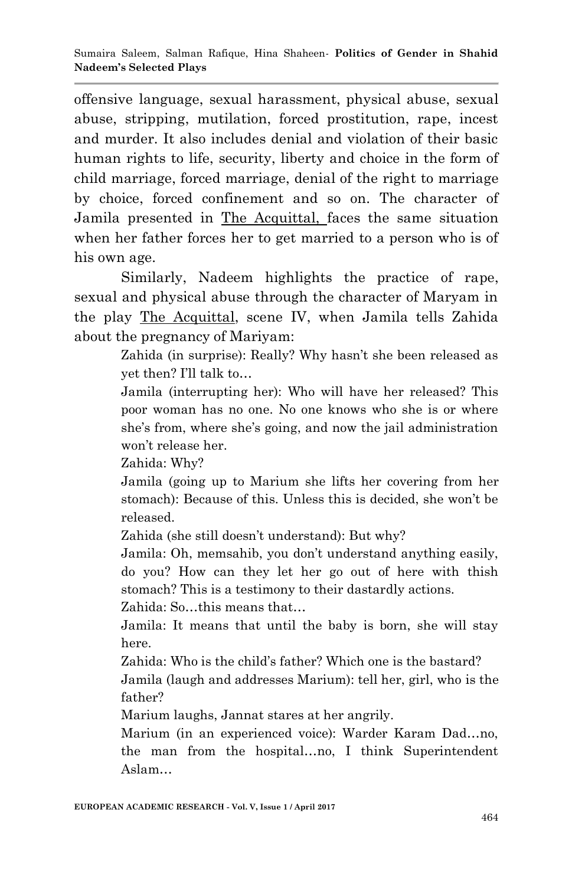offensive language, sexual harassment, physical abuse, sexual abuse, stripping, mutilation, forced prostitution, rape, incest and murder. It also includes denial and violation of their basic human rights to life, security, liberty and choice in the form of child marriage, forced marriage, denial of the right to marriage by choice, forced confinement and so on. The character of Jamila presented in The Acquittal, faces the same situation when her father forces her to get married to a person who is of his own age.

Similarly, Nadeem highlights the practice of rape, sexual and physical abuse through the character of Maryam in the play The Acquittal, scene IV, when Jamila tells Zahida about the pregnancy of Mariyam:

> Zahida (in surprise): Really? Why hasn't she been released as yet then? I'll talk to…
>
> Jamila (interrupting her): Who will have her released? This poor woman has no one. No one knows who she is or where she's from, where she's going, and now the jail administration won't release her.
>
> Zahida: Why?
>
> Jamila (going up to Marium she lifts her covering from her stomach): Because of this. Unless this is decided, she won't be released.
>
> Zahida (she still doesn't understand): But why?
>
> Jamila: Oh, memsahib, you don't understand anything easily, do you? How can they let her go out of here with thish stomach? This is a testimony to their dastardly actions.
>
> Zahida: So…this means that…
>
> Jamila: It means that until the baby is born, she will stay here.
>
> Zahida: Who is the child's father? Which one is the bastard?
>
> Jamila (laugh and addresses Marium): tell her, girl, who is the father?
>
> Marium laughs, Jannat stares at her angrily.
>
> Marium (in an experienced voice): Warder Karam Dad…no, the man from the hospital…no, I think Superintendent Aslam…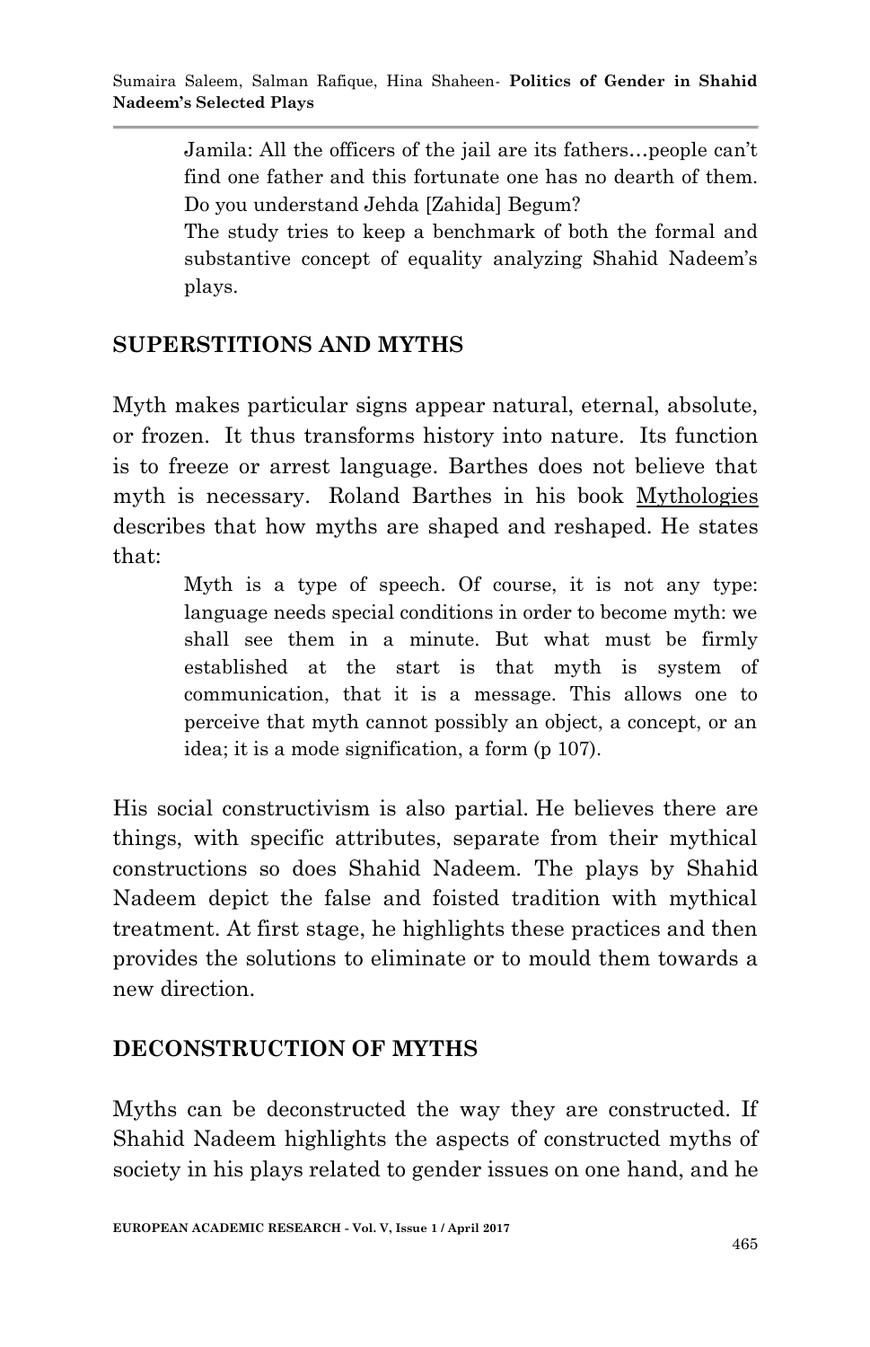> Jamila: All the officers of the jail are its fathers…people can't find one father and this fortunate one has no dearth of them. Do you understand Jehda [Zahida] Begum?
>
> The study tries to keep a benchmark of both the formal and substantive concept of equality analyzing Shahid Nadeem's plays.

## SUPERSTITIONS AND MYTHS

Myth makes particular signs appear natural, eternal, absolute, or frozen. It thus transforms history into nature. Its function is to freeze or arrest language. Barthes does not believe that myth is necessary. Roland Barthes in his book Mythologies describes that how myths are shaped and reshaped. He states that:

> Myth is a type of speech. Of course, it is not any type: language needs special conditions in order to become myth: we shall see them in a minute. But what must be firmly established at the start is that myth is system of communication, that it is a message. This allows one to perceive that myth cannot possibly an object, a concept, or an idea; it is a mode signification, a form (p 107).

His social constructivism is also partial. He believes there are things, with specific attributes, separate from their mythical constructions so does Shahid Nadeem. The plays by Shahid Nadeem depict the false and foisted tradition with mythical treatment. At first stage, he highlights these practices and then provides the solutions to eliminate or to mould them towards a new direction.

## DECONSTRUCTION OF MYTHS

Myths can be deconstructed the way they are constructed. If Shahid Nadeem highlights the aspects of constructed myths of society in his plays related to gender issues on one hand, and he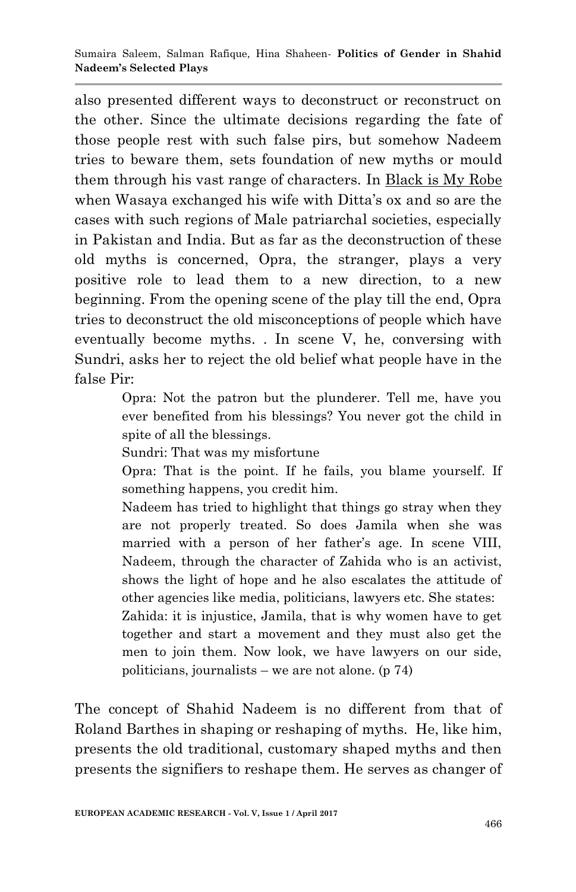also presented different ways to deconstruct or reconstruct on the other. Since the ultimate decisions regarding the fate of those people rest with such false pirs, but somehow Nadeem tries to beware them, sets foundation of new myths or mould them through his vast range of characters. In Black is My Robe when Wasaya exchanged his wife with Ditta's ox and so are the cases with such regions of Male patriarchal societies, especially in Pakistan and India. But as far as the deconstruction of these old myths is concerned, Opra, the stranger, plays a very positive role to lead them to a new direction, to a new beginning. From the opening scene of the play till the end, Opra tries to deconstruct the old misconceptions of people which have eventually become myths. . In scene V, he, conversing with Sundri, asks her to reject the old belief what people have in the false Pir:

> Opra: Not the patron but the plunderer. Tell me, have you ever benefited from his blessings? You never got the child in spite of all the blessings.
>
> Sundri: That was my misfortune
>
> Opra: That is the point. If he fails, you blame yourself. If something happens, you credit him.
>
> Nadeem has tried to highlight that things go stray when they are not properly treated. So does Jamila when she was married with a person of her father's age. In scene VIII, Nadeem, through the character of Zahida who is an activist, shows the light of hope and he also escalates the attitude of other agencies like media, politicians, lawyers etc. She states:
>
> Zahida: it is injustice, Jamila, that is why women have to get together and start a movement and they must also get the men to join them. Now look, we have lawyers on our side, politicians, journalists – we are not alone. (p 74)

The concept of Shahid Nadeem is no different from that of Roland Barthes in shaping or reshaping of myths. He, like him, presents the old traditional, customary shaped myths and then presents the signifiers to reshape them. He serves as changer of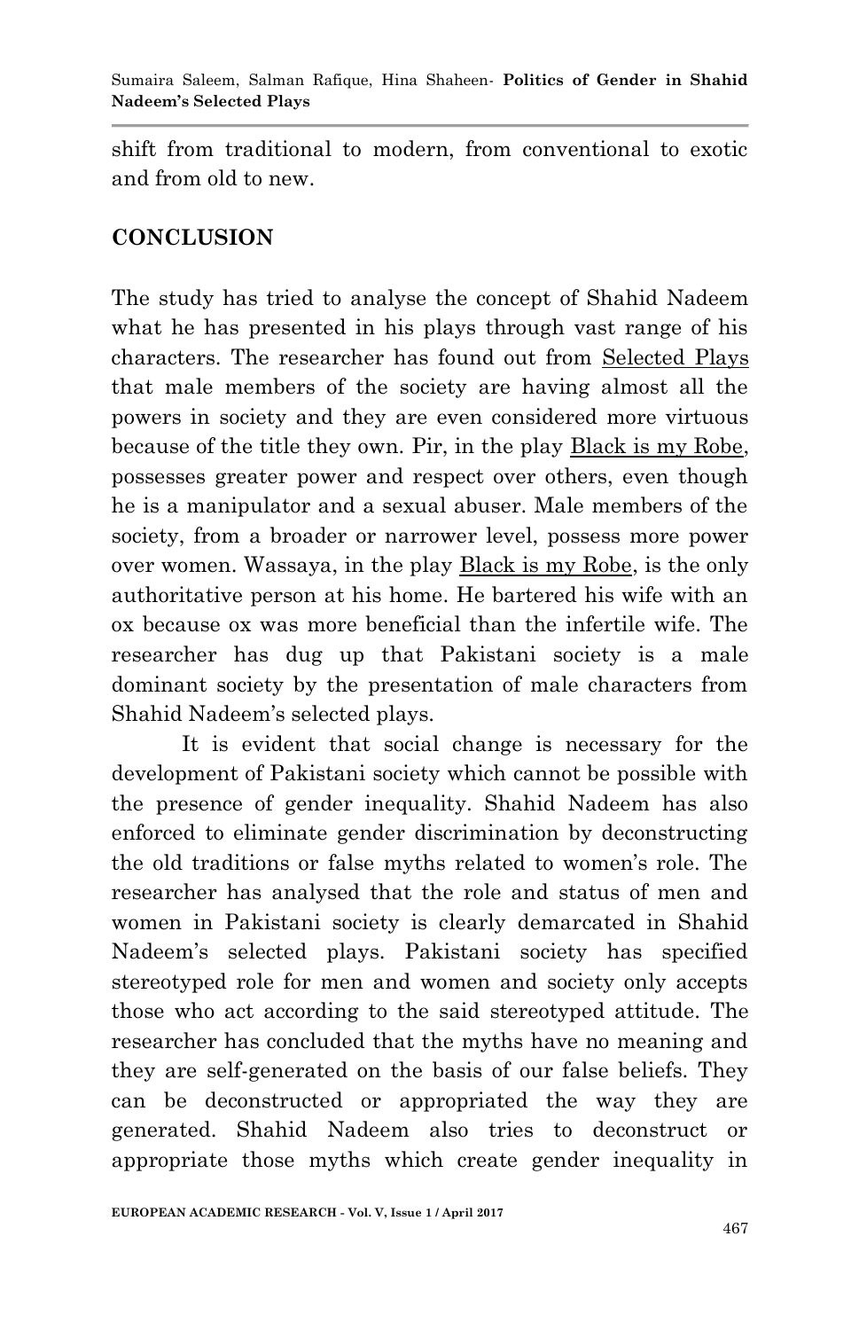shift from traditional to modern, from conventional to exotic and from old to new.

## CONCLUSION

The study has tried to analyse the concept of Shahid Nadeem what he has presented in his plays through vast range of his characters. The researcher has found out from Selected Plays that male members of the society are having almost all the powers in society and they are even considered more virtuous because of the title they own. Pir, in the play Black is my Robe, possesses greater power and respect over others, even though he is a manipulator and a sexual abuser. Male members of the society, from a broader or narrower level, possess more power over women. Wassaya, in the play Black is my Robe, is the only authoritative person at his home. He bartered his wife with an ox because ox was more beneficial than the infertile wife. The researcher has dug up that Pakistani society is a male dominant society by the presentation of male characters from Shahid Nadeem's selected plays.

It is evident that social change is necessary for the development of Pakistani society which cannot be possible with the presence of gender inequality. Shahid Nadeem has also enforced to eliminate gender discrimination by deconstructing the old traditions or false myths related to women's role. The researcher has analysed that the role and status of men and women in Pakistani society is clearly demarcated in Shahid Nadeem's selected plays. Pakistani society has specified stereotyped role for men and women and society only accepts those who act according to the said stereotyped attitude. The researcher has concluded that the myths have no meaning and they are self-generated on the basis of our false beliefs. They can be deconstructed or appropriated the way they are generated. Shahid Nadeem also tries to deconstruct or appropriate those myths which create gender inequality in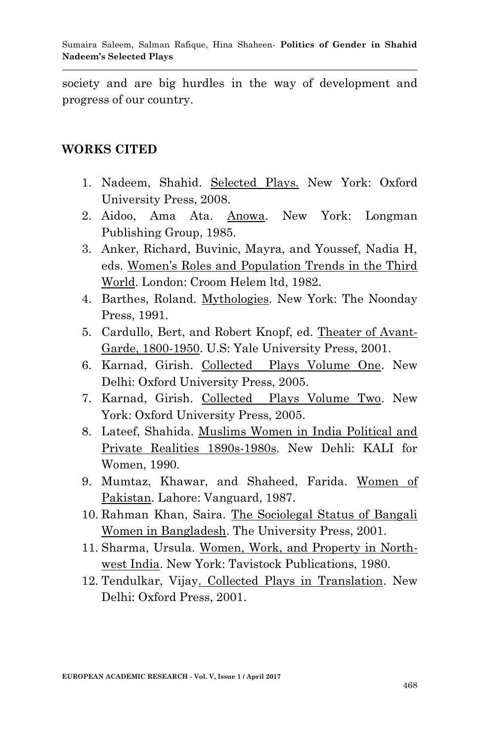society and are big hurdles in the way of development and progress of our country.

## WORKS CITED

1. Nadeem, Shahid. Selected Plays. New York: Oxford University Press, 2008.
2. Aidoo, Ama Ata. Anowa. New York: Longman Publishing Group, 1985.
3. Anker, Richard, Buvinic, Mayra, and Youssef, Nadia H, eds. Women's Roles and Population Trends in the Third World. London: Croom Helem ltd, 1982.
4. Barthes, Roland. Mythologies. New York: The Noonday Press, 1991.
5. Cardullo, Bert, and Robert Knopf, ed. Theater of Avant-Garde, 1800-1950. U.S: Yale University Press, 2001.
6. Karnad, Girish. Collected Plays Volume One. New Delhi: Oxford University Press, 2005.
7. Karnad, Girish. Collected Plays Volume Two. New York: Oxford University Press, 2005.
8. Lateef, Shahida. Muslims Women in India Political and Private Realities 1890s-1980s. New Dehli: KALI for Women, 1990.
9. Mumtaz, Khawar, and Shaheed, Farida. Women of Pakistan. Lahore: Vanguard, 1987.
10. Rahman Khan, Saira. The Sociolegal Status of Bangali Women in Bangladesh. The University Press, 2001.
11. Sharma, Ursula. Women, Work, and Property in North-west India. New York: Tavistock Publications, 1980.
12. Tendulkar, Vijay. Collected Plays in Translation. New Delhi: Oxford Press, 2001.